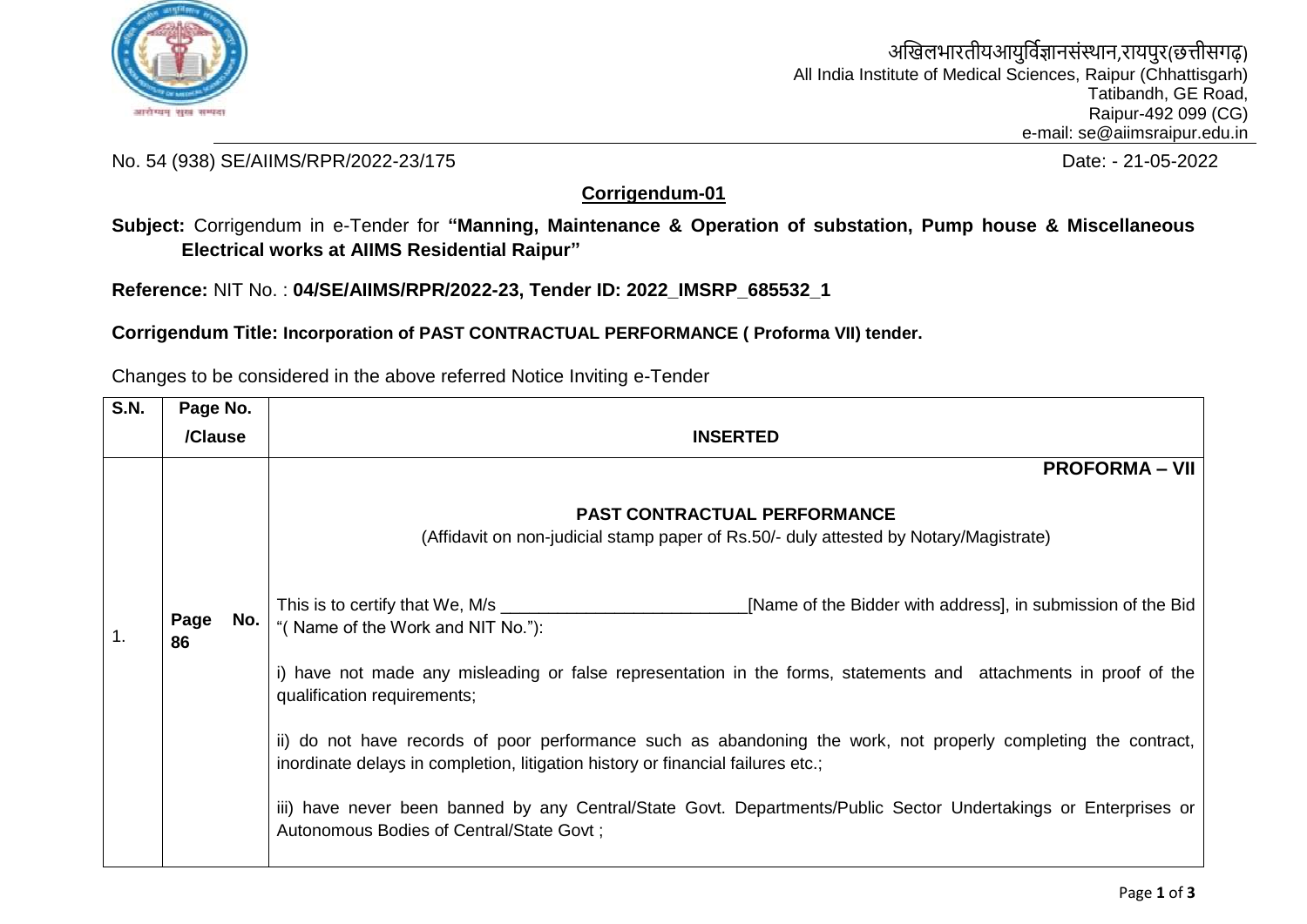अखिलभारतीयआयुर्विज्ञानसंस्थान,रायपुर(छत्तीसगढ़)
All India Institute of Medical Sciences, Raipur (Chhattisgarh)
Tatibandh, GE Road,
Raipur-492 099 (CG)
e-mail: se@aiimsraipur.edu.in

No. 54 (938) SE/AIIMS/RPR/2022-23/175 Date: - 21-05-2022

## Corrigendum-01

**Subject:** Corrigendum in e-Tender for **"Manning, Maintenance & Operation of substation, Pump house & Miscellaneous Electrical works at AIIMS Residential Raipur"**

**Reference:** NIT No. : **04/SE/AIIMS/RPR/2022-23, Tender ID: 2022_IMSRP_685532_1**

**Corrigendum Title: Incorporation of PAST CONTRACTUAL PERFORMANCE ( Proforma VII) tender.**

Changes to be considered in the above referred Notice Inviting e-Tender

| S.N. | Page No. /Clause | INSERTED |
|---|---|---|
| 1. | **Page No. 86** | **PROFORMA – VII**<br><br>**PAST CONTRACTUAL PERFORMANCE**<br>(Affidavit on non-judicial stamp paper of Rs.50/- duly attested by Notary/Magistrate)<br><br>This is to certify that We, M/s ___________________________[Name of the Bidder with address], in submission of the Bid "( Name of the Work and NIT No."):<br><br>i) have not made any misleading or false representation in the forms, statements and attachments in proof of the qualification requirements;<br><br>ii) do not have records of poor performance such as abandoning the work, not properly completing the contract, inordinate delays in completion, litigation history or financial failures etc.;<br><br>iii) have never been banned by any Central/State Govt. Departments/Public Sector Undertakings or Enterprises or Autonomous Bodies of Central/State Govt ; |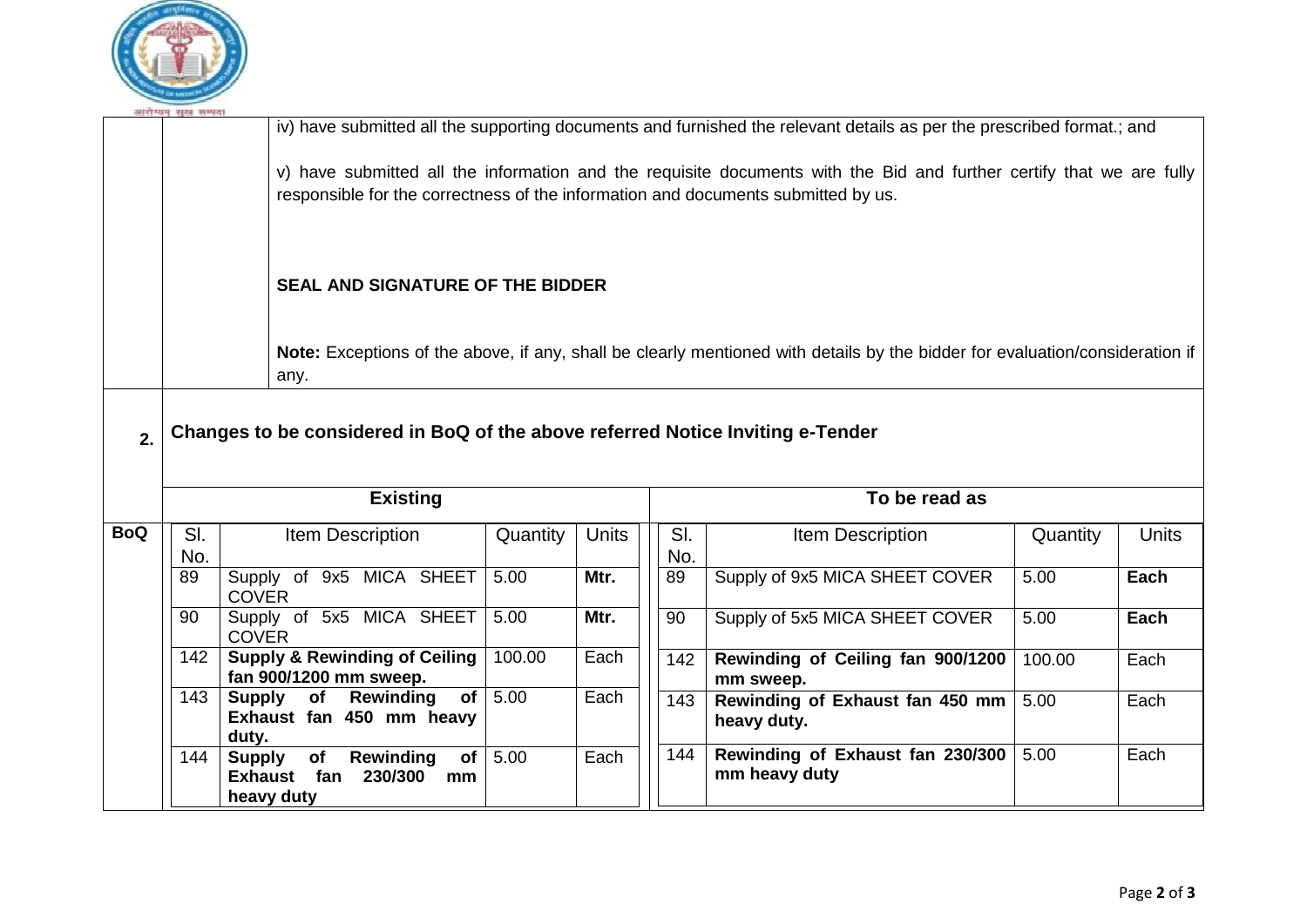iv) have submitted all the supporting documents and furnished the relevant details as per the prescribed format.; and

v) have submitted all the information and the requisite documents with the Bid and further certify that we are fully responsible for the correctness of the information and documents submitted by us.

**SEAL AND SIGNATURE OF THE BIDDER**

**Note:** Exceptions of the above, if any, shall be clearly mentioned with details by the bidder for evaluation/consideration if any.

**2. Changes to be considered in BoQ of the above referred Notice Inviting e-Tender**

| | Existing | | | | To be read as | | | |
|---|---|---|---|---|---|---|---|---|
| **BoQ** | Sl. No. | Item Description | Quantity | Units | Sl. No. | Item Description | Quantity | Units |
| | 89 | Supply of 9x5 MICA SHEET COVER | 5.00 | **Mtr.** | 89 | Supply of 9x5 MICA SHEET COVER | 5.00 | **Each** |
| | 90 | Supply of 5x5 MICA SHEET COVER | 5.00 | **Mtr.** | 90 | Supply of 5x5 MICA SHEET COVER | 5.00 | **Each** |
| | 142 | **Supply & Rewinding of Ceiling fan 900/1200 mm sweep.** | 100.00 | Each | 142 | **Rewinding of Ceiling fan 900/1200 mm sweep.** | 100.00 | Each |
| | 143 | **Supply of Rewinding of Exhaust fan 450 mm heavy duty.** | 5.00 | Each | 143 | **Rewinding of Exhaust fan 450 mm heavy duty.** | 5.00 | Each |
| | 144 | **Supply of Rewinding of Exhaust fan 230/300 mm heavy duty** | 5.00 | Each | 144 | **Rewinding of Exhaust fan 230/300 mm heavy duty** | 5.00 | Each |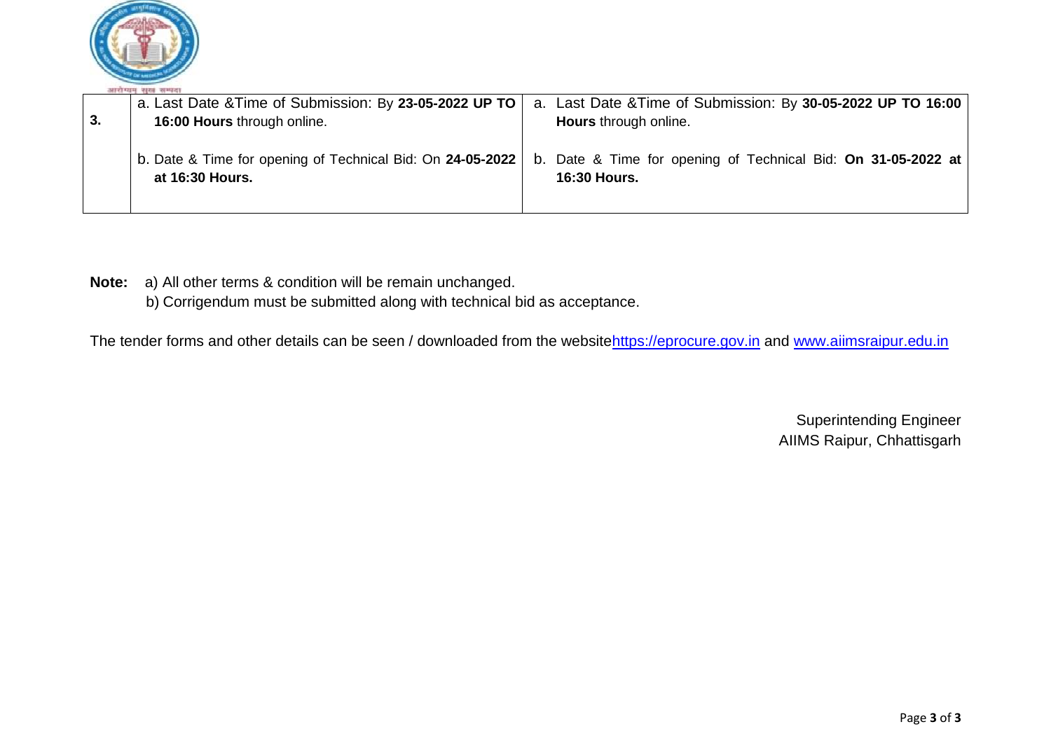| | | |
|---|---|---|
| **3.** | a. Last Date &Time of Submission: By **23-05-2022 UP TO 16:00 Hours** through online.<br><br>b. Date & Time for opening of Technical Bid: On **24-05-2022 at 16:30 Hours.** | a. Last Date &Time of Submission: By **30-05-2022 UP TO 16:00 Hours** through online.<br><br>b. Date & Time for opening of Technical Bid: **On 31-05-2022 at 16:30 Hours.** |

**Note:** a) All other terms & condition will be remain unchanged.
b) Corrigendum must be submitted along with technical bid as acceptance.

The tender forms and other details can be seen / downloaded from the websitehttps://eprocure.gov.in and www.aiimsraipur.edu.in

Superintending Engineer
AIIMS Raipur, Chhattisgarh